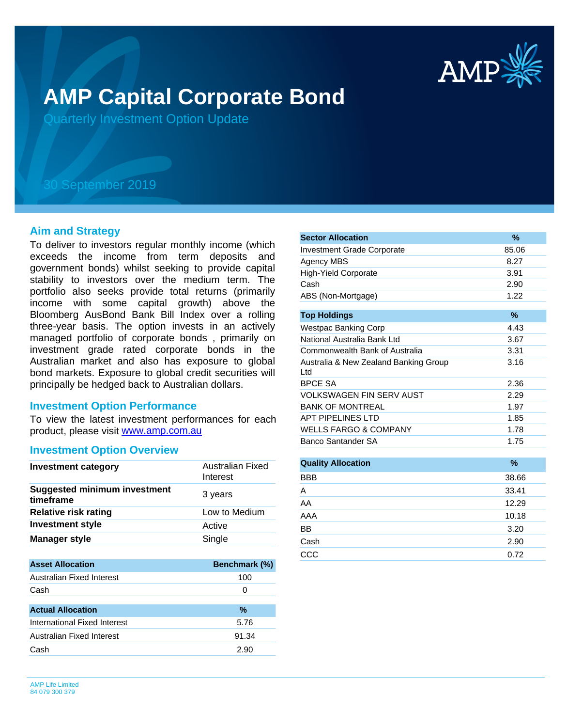# AMP Capital Corporate Bond

Quarterly Investment Option Update

30 September 2019

## Aim and Strategy

To deliver to investors regular monthly income (which exceeds the income from term deposits and government bonds) whilst seeking to provide capital stability to investors over the medium term. The portfolio also seeks provide total returns (primarily income with some capital growth) above the Bloomberg AusBond Bank Bill Index over a rolling three-year basis. The option invests in an actively managed portfolio of corporate bonds , primarily on investment grade rated corporate bonds in the Australian market and also has exposure to global bond markets. Exposure to global credit securities will principally be hedged back to Australian dollars.

## Investment Option Performance

To view the latest investment performances for each product, please visit [www.amp.com.au](http://www.amp.com.au)

## Investment Option Overview

| | |
|---|---|
| **Investment category** | Australian Fixed Interest |
| **Suggested minimum investment timeframe** | 3 years |
| **Relative risk rating** | Low to Medium |
| **Investment style** | Active |
| **Manager style** | Single |

| Asset Allocation | Benchmark (%) |
|---|---|
| Australian Fixed Interest | 100 |
| Cash | 0 |

| Actual Allocation | % |
|---|---|
| International Fixed Interest | 5.76 |
| Australian Fixed Interest | 91.34 |
| Cash | 2.90 |

| Sector Allocation | % |
|---|---|
| Investment Grade Corporate | 85.06 |
| Agency MBS | 8.27 |
| High-Yield Corporate | 3.91 |
| Cash | 2.90 |
| ABS (Non-Mortgage) | 1.22 |

| Top Holdings | % |
|---|---|
| Westpac Banking Corp | 4.43 |
| National Australia Bank Ltd | 3.67 |
| Commonwealth Bank of Australia | 3.31 |
| Australia & New Zealand Banking Group Ltd | 3.16 |
| BPCE SA | 2.36 |
| VOLKSWAGEN FIN SERV AUST | 2.29 |
| BANK OF MONTREAL | 1.97 |
| APT PIPELINES LTD | 1.85 |
| WELLS FARGO & COMPANY | 1.78 |
| Banco Santander SA | 1.75 |

| Quality Allocation | % |
|---|---|
| BBB | 38.66 |
| A | 33.41 |
| AA | 12.29 |
| AAA | 10.18 |
| BB | 3.20 |
| Cash | 2.90 |
| CCC | 0.72 |

AMP Life Limited
84 079 300 379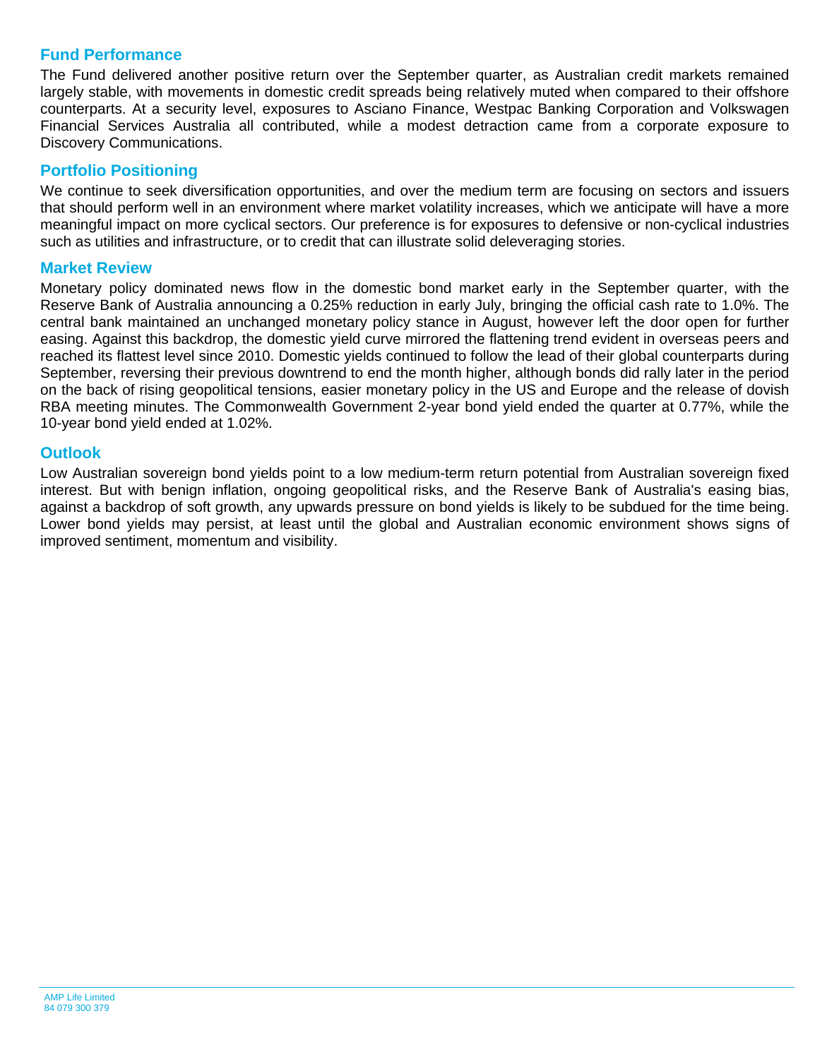## Fund Performance

The Fund delivered another positive return over the September quarter, as Australian credit markets remained largely stable, with movements in domestic credit spreads being relatively muted when compared to their offshore counterparts. At a security level, exposures to Asciano Finance, Westpac Banking Corporation and Volkswagen Financial Services Australia all contributed, while a modest detraction came from a corporate exposure to Discovery Communications.

## Portfolio Positioning

We continue to seek diversification opportunities, and over the medium term are focusing on sectors and issuers that should perform well in an environment where market volatility increases, which we anticipate will have a more meaningful impact on more cyclical sectors. Our preference is for exposures to defensive or non-cyclical industries such as utilities and infrastructure, or to credit that can illustrate solid deleveraging stories.

## Market Review

Monetary policy dominated news flow in the domestic bond market early in the September quarter, with the Reserve Bank of Australia announcing a 0.25% reduction in early July, bringing the official cash rate to 1.0%. The central bank maintained an unchanged monetary policy stance in August, however left the door open for further easing. Against this backdrop, the domestic yield curve mirrored the flattening trend evident in overseas peers and reached its flattest level since 2010. Domestic yields continued to follow the lead of their global counterparts during September, reversing their previous downtrend to end the month higher, although bonds did rally later in the period on the back of rising geopolitical tensions, easier monetary policy in the US and Europe and the release of dovish RBA meeting minutes. The Commonwealth Government 2-year bond yield ended the quarter at 0.77%, while the 10-year bond yield ended at 1.02%.

## Outlook

Low Australian sovereign bond yields point to a low medium-term return potential from Australian sovereign fixed interest. But with benign inflation, ongoing geopolitical risks, and the Reserve Bank of Australia's easing bias, against a backdrop of soft growth, any upwards pressure on bond yields is likely to be subdued for the time being. Lower bond yields may persist, at least until the global and Australian economic environment shows signs of improved sentiment, momentum and visibility.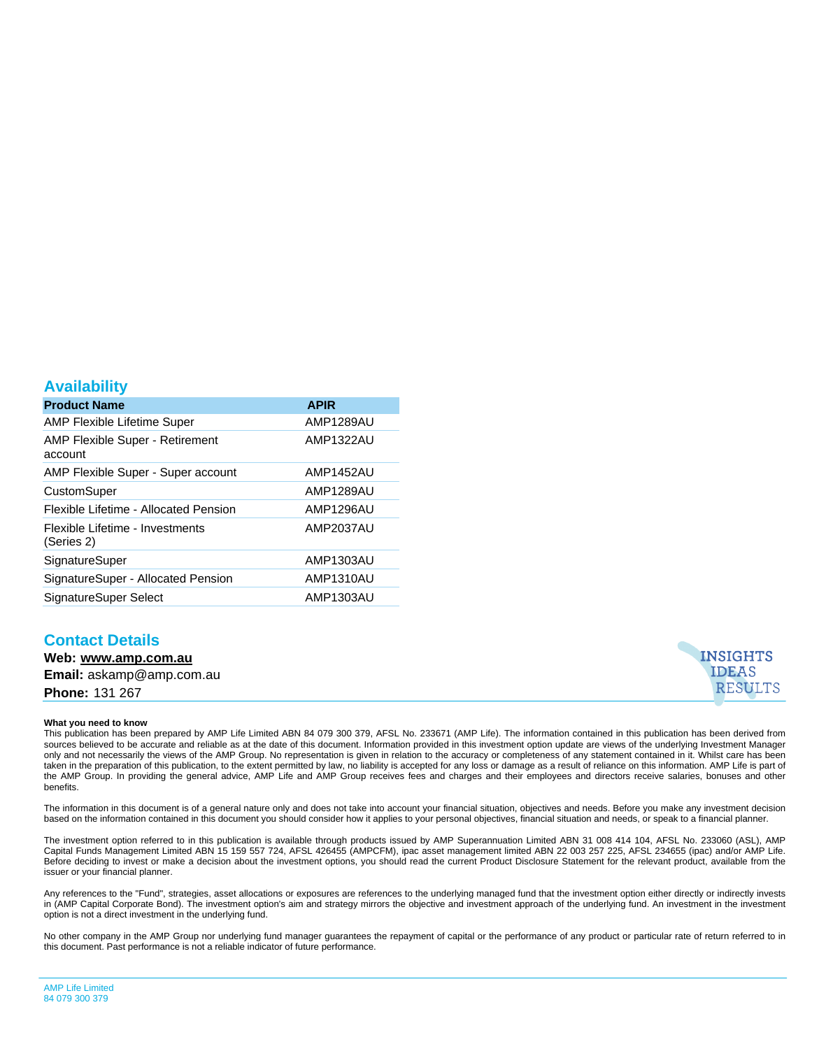## Availability

| Product Name | APIR |
|---|---|
| AMP Flexible Lifetime Super | AMP1289AU |
| AMP Flexible Super - Retirement account | AMP1322AU |
| AMP Flexible Super - Super account | AMP1452AU |
| CustomSuper | AMP1289AU |
| Flexible Lifetime - Allocated Pension | AMP1296AU |
| Flexible Lifetime - Investments (Series 2) | AMP2037AU |
| SignatureSuper | AMP1303AU |
| SignatureSuper - Allocated Pension | AMP1310AU |
| SignatureSuper Select | AMP1303AU |

## Contact Details

**Web:** **www.amp.com.au**
**Email:** askamp@amp.com.au
**Phone:** 131 267

INSIGHTS
IDEAS
RESULTS

**What you need to know**
This publication has been prepared by AMP Life Limited ABN 84 079 300 379, AFSL No. 233671 (AMP Life). The information contained in this publication has been derived from sources believed to be accurate and reliable as at the date of this document. Information provided in this investment option update are views of the underlying Investment Manager only and not necessarily the views of the AMP Group. No representation is given in relation to the accuracy or completeness of any statement contained in it. Whilst care has been taken in the preparation of this publication, to the extent permitted by law, no liability is accepted for any loss or damage as a result of reliance on this information. AMP Life is part of the AMP Group. In providing the general advice, AMP Life and AMP Group receives fees and charges and their employees and directors receive salaries, bonuses and other benefits.

The information in this document is of a general nature only and does not take into account your financial situation, objectives and needs. Before you make any investment decision based on the information contained in this document you should consider how it applies to your personal objectives, financial situation and needs, or speak to a financial planner.

The investment option referred to in this publication is available through products issued by AMP Superannuation Limited ABN 31 008 414 104, AFSL No. 233060 (ASL), AMP Capital Funds Management Limited ABN 15 159 557 724, AFSL 426455 (AMPCFM), ipac asset management limited ABN 22 003 257 225, AFSL 234655 (ipac) and/or AMP Life. Before deciding to invest or make a decision about the investment options, you should read the current Product Disclosure Statement for the relevant product, available from the issuer or your financial planner.

Any references to the "Fund", strategies, asset allocations or exposures are references to the underlying managed fund that the investment option either directly or indirectly invests in (AMP Capital Corporate Bond). The investment option's aim and strategy mirrors the objective and investment approach of the underlying fund. An investment in the investment option is not a direct investment in the underlying fund.

No other company in the AMP Group nor underlying fund manager guarantees the repayment of capital or the performance of any product or particular rate of return referred to in this document. Past performance is not a reliable indicator of future performance.

AMP Life Limited
84 079 300 379